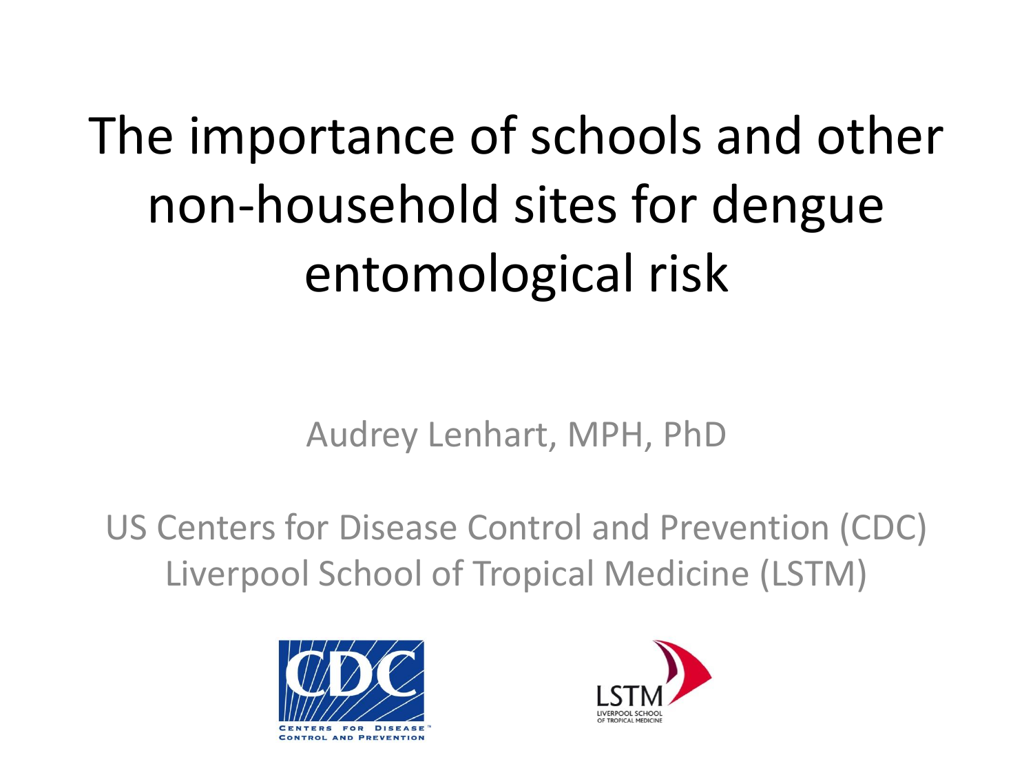# The importance of schools and other non-household sites for dengue entomological risk

Audrey Lenhart, MPH, PhD

US Centers for Disease Control and Prevention (CDC)
Liverpool School of Tropical Medicine (LSTM)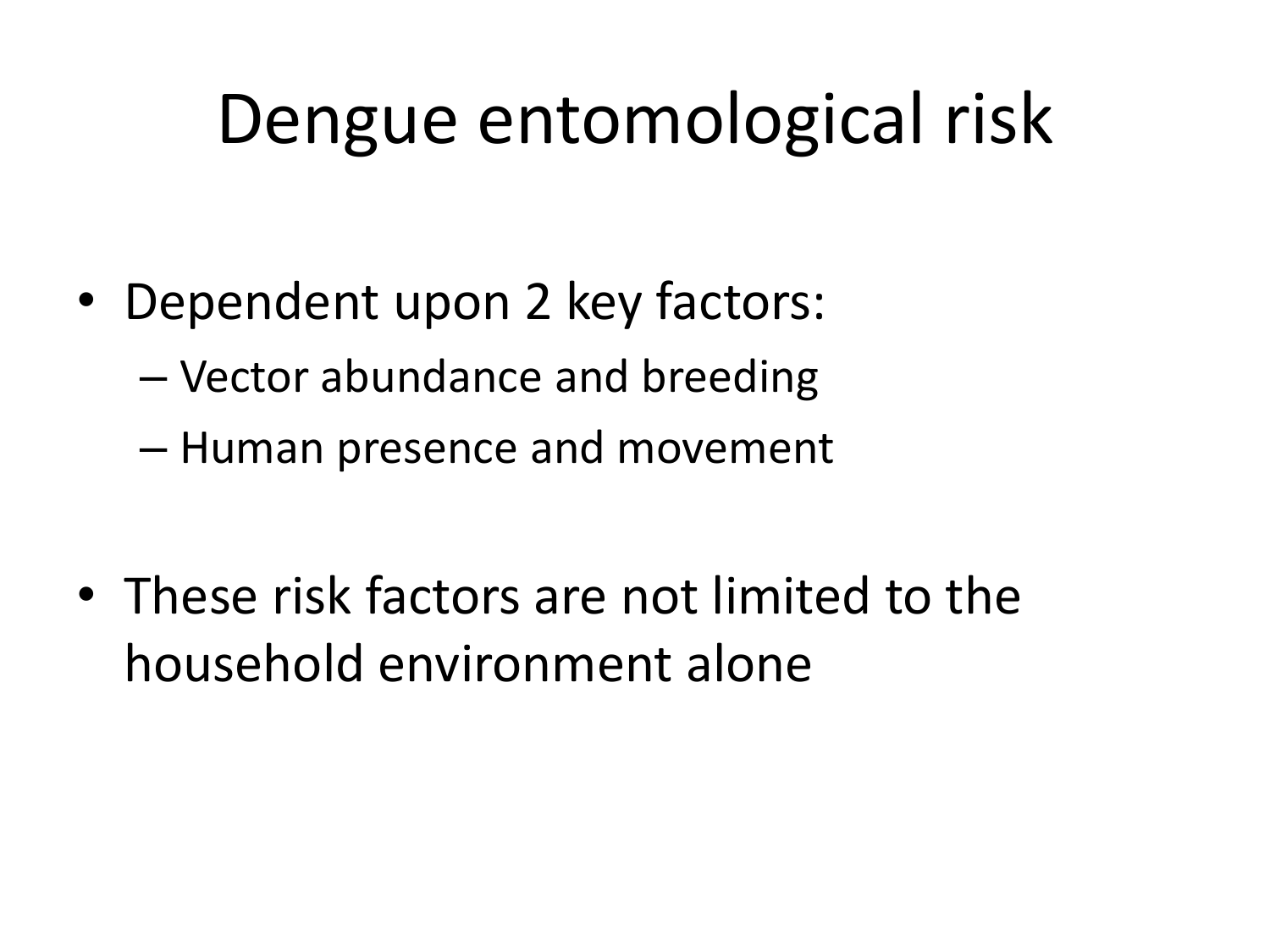# Dengue entomological risk

- Dependent upon 2 key factors:
  - Vector abundance and breeding
  - Human presence and movement
- These risk factors are not limited to the household environment alone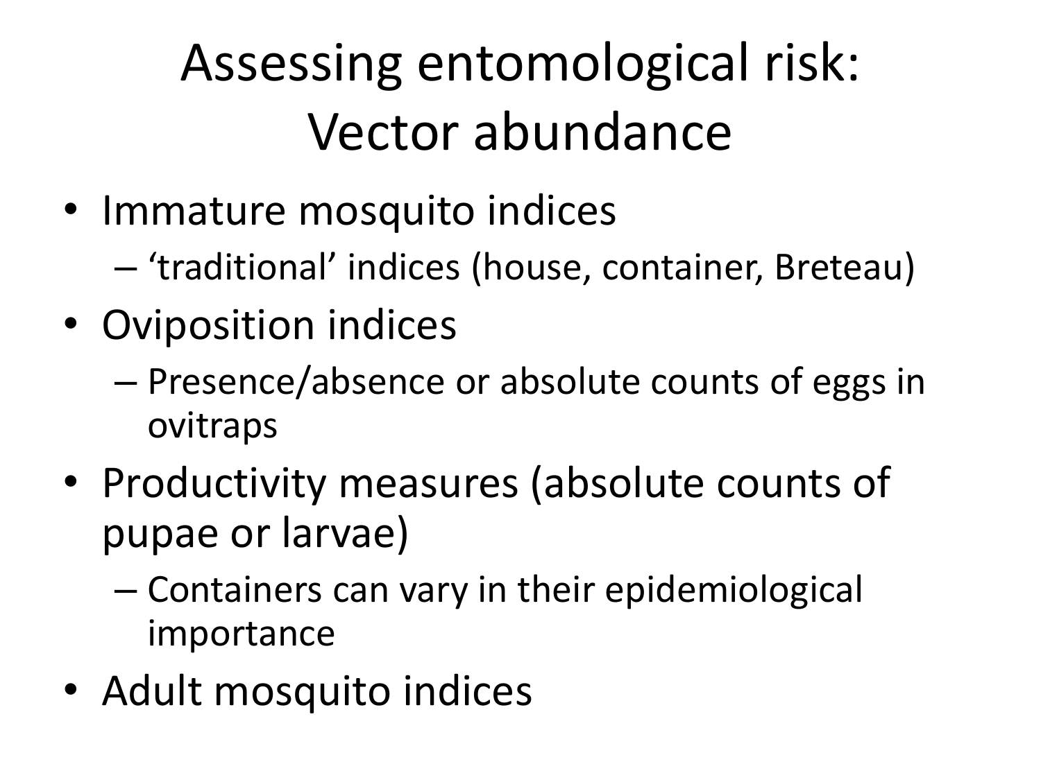# Assessing entomological risk: Vector abundance

- Immature mosquito indices
  - 'traditional' indices (house, container, Breteau)
- Oviposition indices
  - Presence/absence or absolute counts of eggs in ovitraps
- Productivity measures (absolute counts of pupae or larvae)
  - Containers can vary in their epidemiological importance
- Adult mosquito indices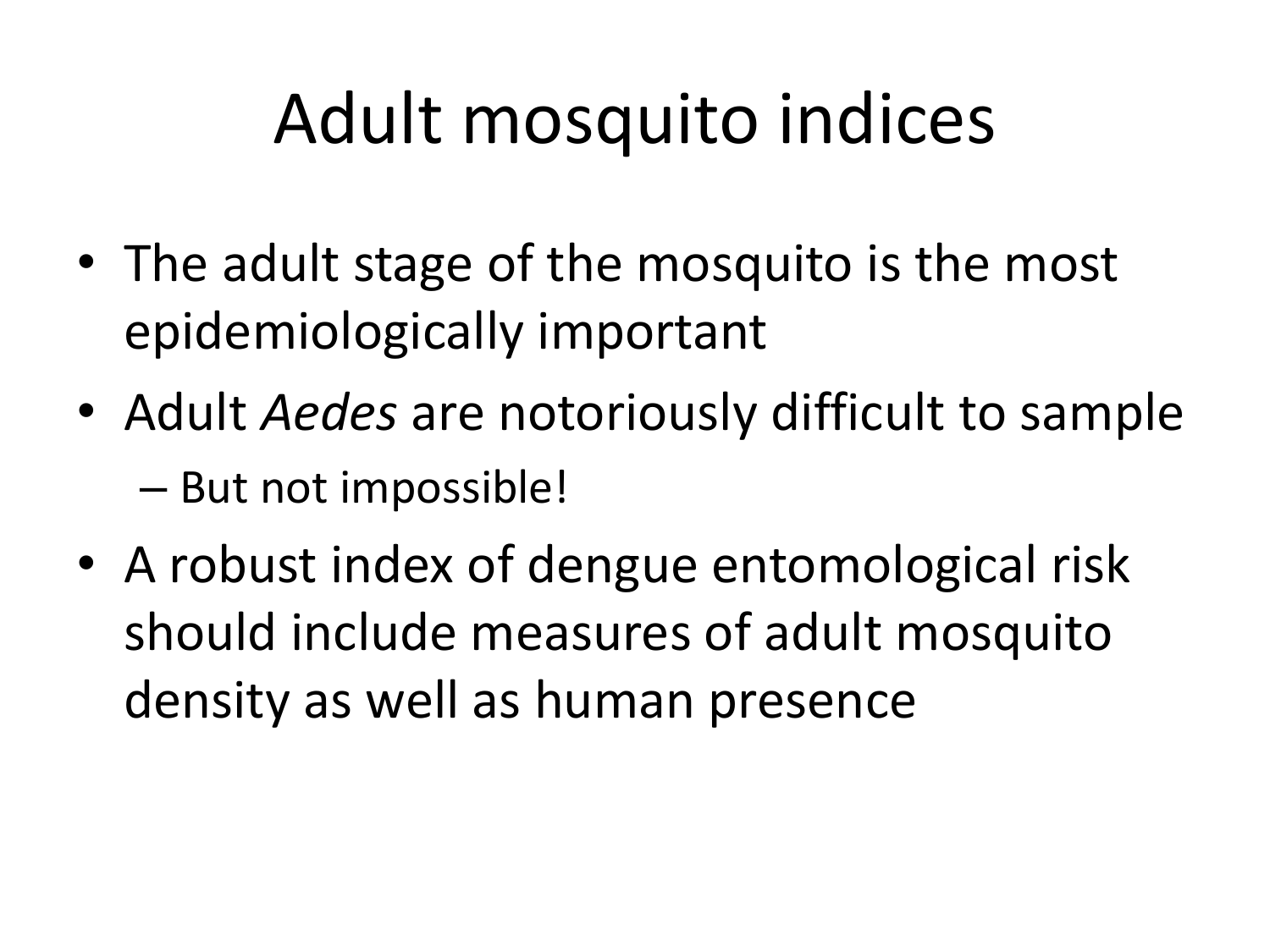# Adult mosquito indices

- The adult stage of the mosquito is the most epidemiologically important
- Adult *Aedes* are notoriously difficult to sample
  - But not impossible!
- A robust index of dengue entomological risk should include measures of adult mosquito density as well as human presence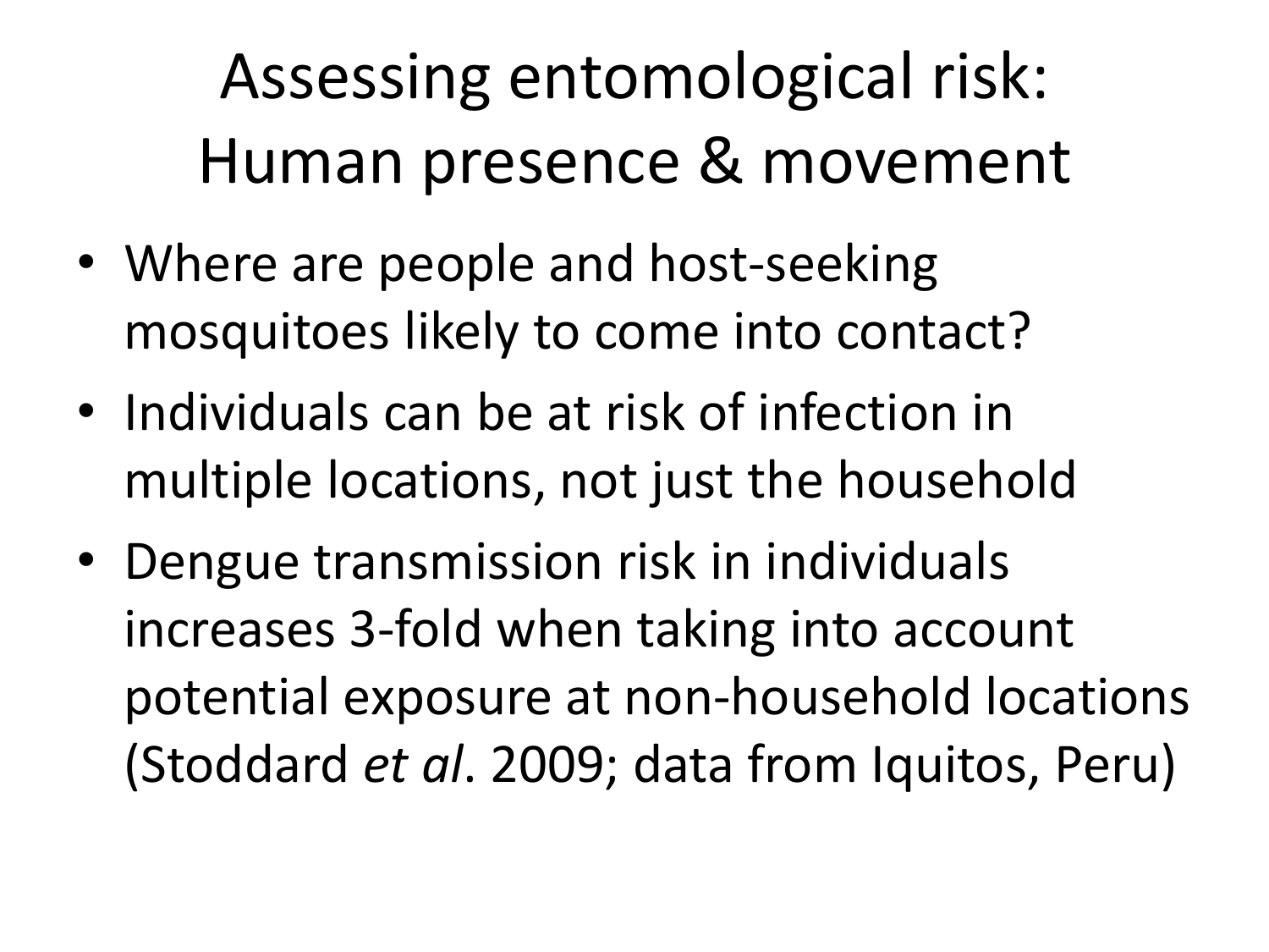# Assessing entomological risk: Human presence & movement

- Where are people and host-seeking mosquitoes likely to come into contact?
- Individuals can be at risk of infection in multiple locations, not just the household
- Dengue transmission risk in individuals increases 3-fold when taking into account potential exposure at non-household locations (Stoddard *et al*. 2009; data from Iquitos, Peru)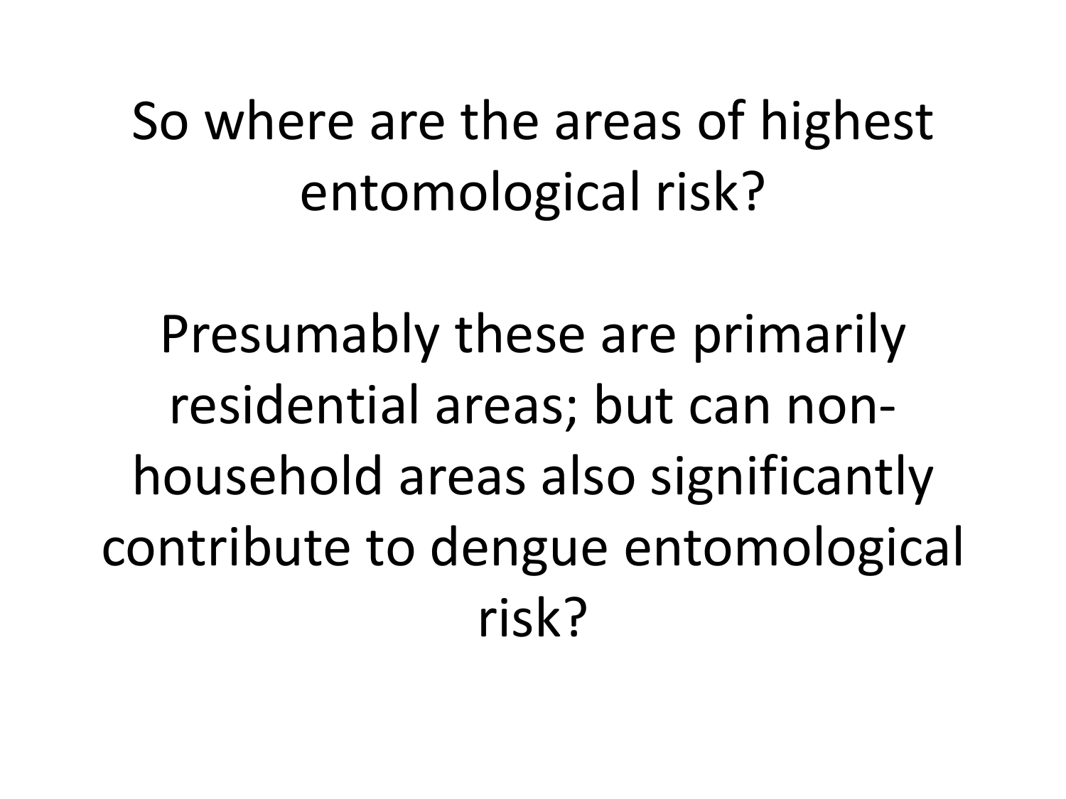So where are the areas of highest entomological risk?

Presumably these are primarily residential areas; but can non-household areas also significantly contribute to dengue entomological risk?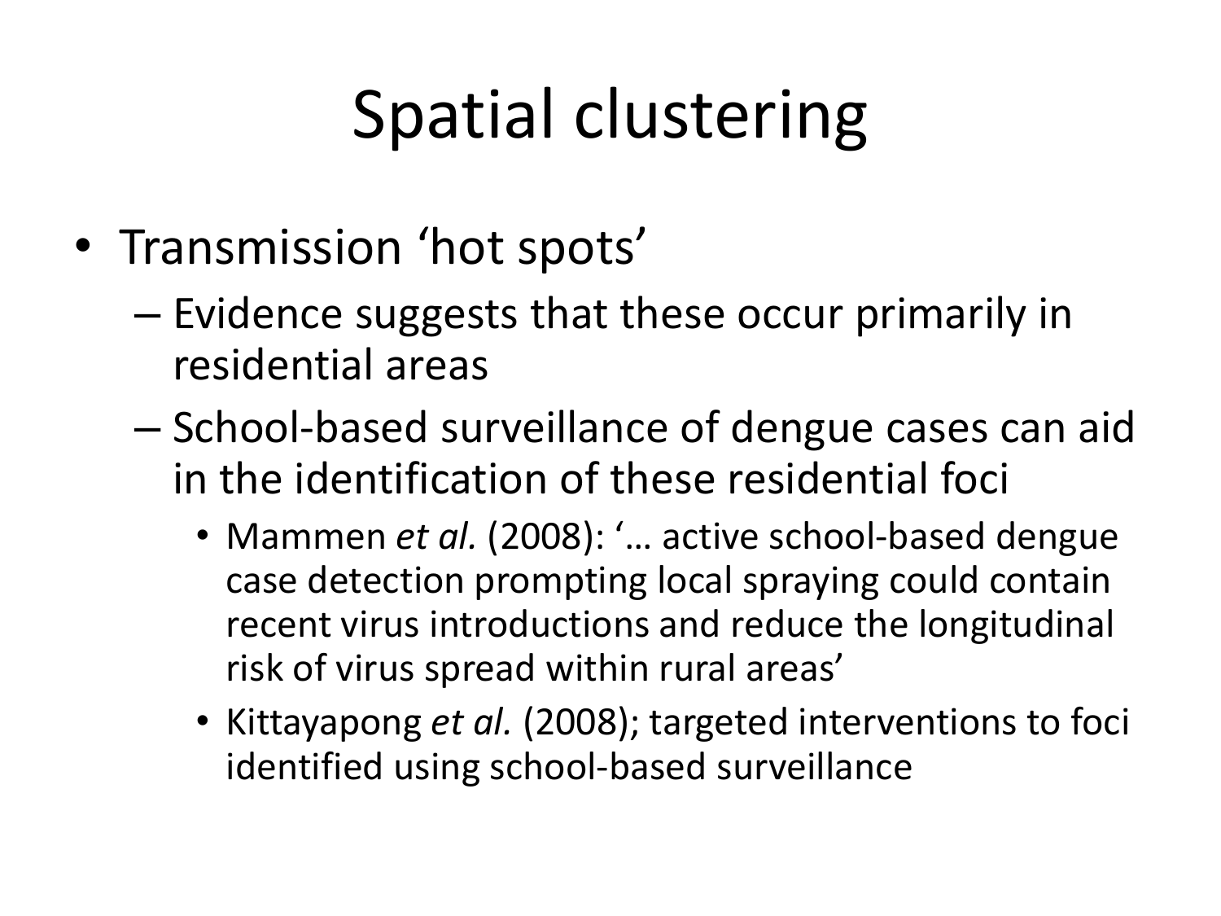# Spatial clustering

- Transmission ‘hot spots’
  - Evidence suggests that these occur primarily in residential areas
  - School-based surveillance of dengue cases can aid in the identification of these residential foci
    - Mammen *et al.* (2008): ‘… active school-based dengue case detection prompting local spraying could contain recent virus introductions and reduce the longitudinal risk of virus spread within rural areas’
    - Kittayapong *et al.* (2008); targeted interventions to foci identified using school-based surveillance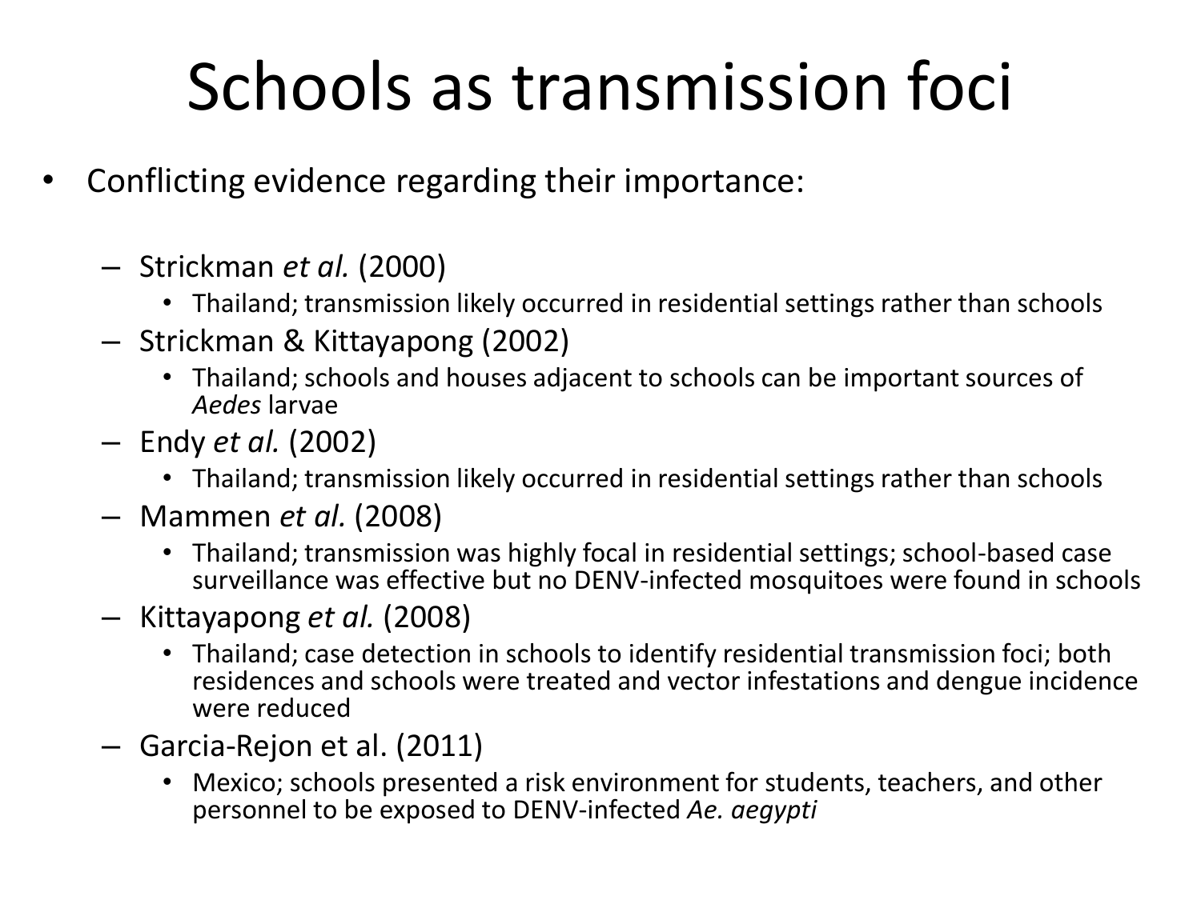# Schools as transmission foci

- Conflicting evidence regarding their importance:
  - Strickman *et al.* (2000)
    - Thailand; transmission likely occurred in residential settings rather than schools
  - Strickman & Kittayapong (2002)
    - Thailand; schools and houses adjacent to schools can be important sources of *Aedes* larvae
  - Endy *et al.* (2002)
    - Thailand; transmission likely occurred in residential settings rather than schools
  - Mammen *et al.* (2008)
    - Thailand; transmission was highly focal in residential settings; school-based case surveillance was effective but no DENV-infected mosquitoes were found in schools
  - Kittayapong *et al.* (2008)
    - Thailand; case detection in schools to identify residential transmission foci; both residences and schools were treated and vector infestations and dengue incidence were reduced
  - Garcia-Rejon et al. (2011)
    - Mexico; schools presented a risk environment for students, teachers, and other personnel to be exposed to DENV-infected *Ae. aegypti*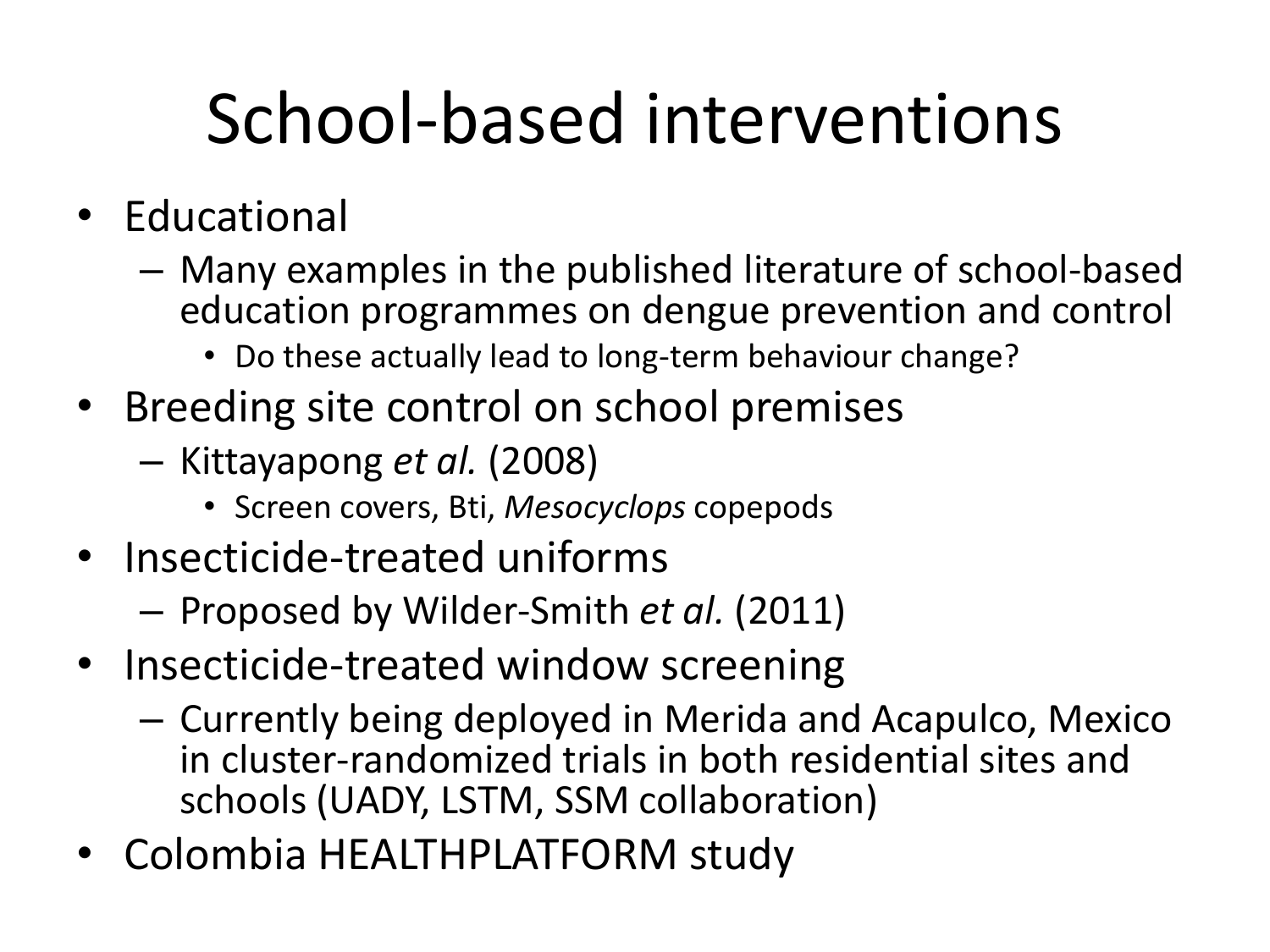# School-based interventions

- Educational
  - Many examples in the published literature of school-based education programmes on dengue prevention and control
    - Do these actually lead to long-term behaviour change?
- Breeding site control on school premises
  - Kittayapong *et al.* (2008)
    - Screen covers, Bti, *Mesocyclops* copepods
- Insecticide-treated uniforms
  - Proposed by Wilder-Smith *et al.* (2011)
- Insecticide-treated window screening
  - Currently being deployed in Merida and Acapulco, Mexico in cluster-randomized trials in both residential sites and schools (UADY, LSTM, SSM collaboration)
- Colombia HEALTHPLATFORM study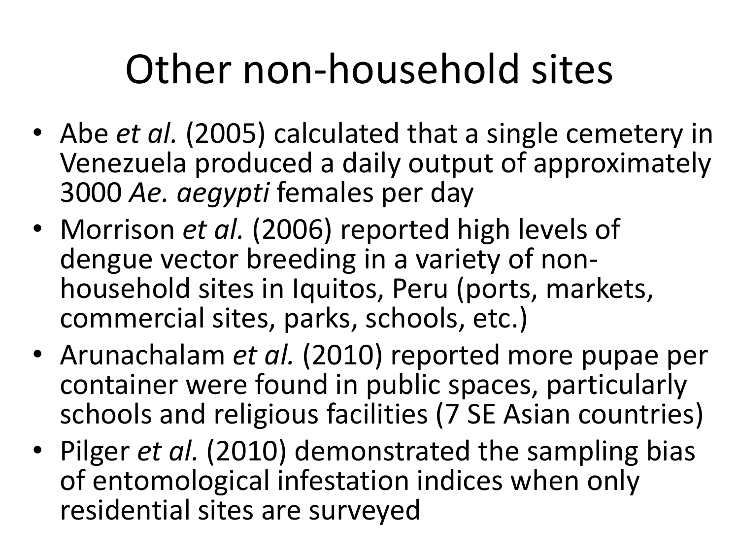# Other non-household sites

- Abe *et al.* (2005) calculated that a single cemetery in Venezuela produced a daily output of approximately 3000 *Ae. aegypti* females per day
- Morrison *et al.* (2006) reported high levels of dengue vector breeding in a variety of non-household sites in Iquitos, Peru (ports, markets, commercial sites, parks, schools, etc.)
- Arunachalam *et al.* (2010) reported more pupae per container were found in public spaces, particularly schools and religious facilities (7 SE Asian countries)
- Pilger *et al.* (2010) demonstrated the sampling bias of entomological infestation indices when only residential sites are surveyed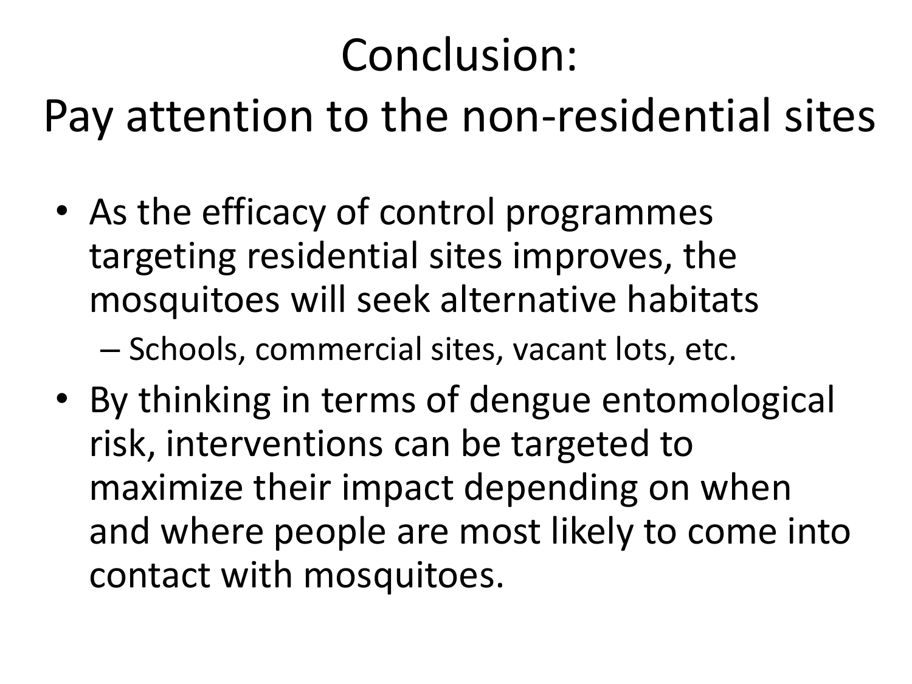# Conclusion:
# Pay attention to the non-residential sites

- As the efficacy of control programmes targeting residential sites improves, the mosquitoes will seek alternative habitats
  - Schools, commercial sites, vacant lots, etc.
- By thinking in terms of dengue entomological risk, interventions can be targeted to maximize their impact depending on when and where people are most likely to come into contact with mosquitoes.